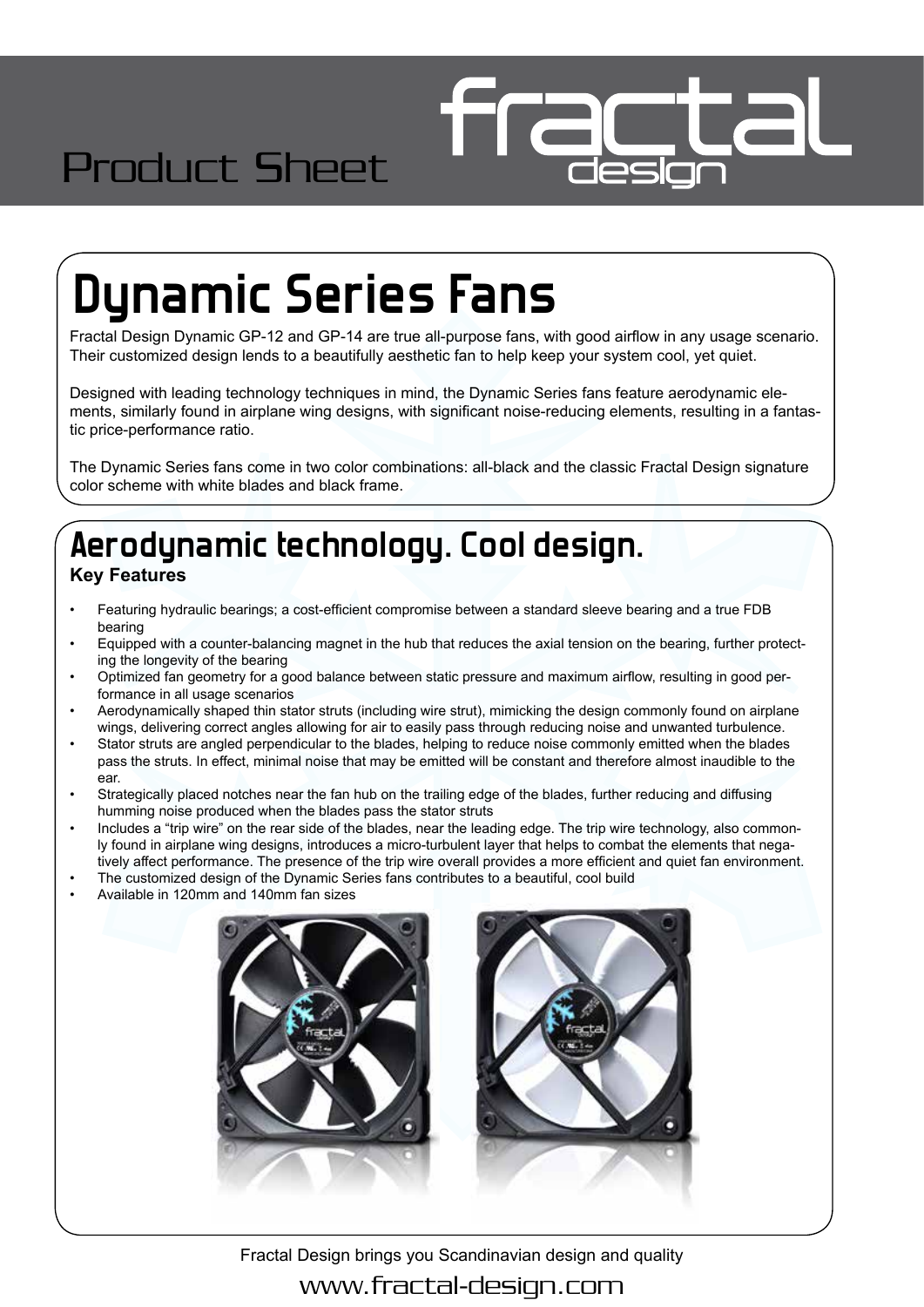Product Sheet

# Dynamic Series Fans

Fractal Design Dynamic GP-12 and GP-14 are true all-purpose fans, with good airflow in any usage scenario. Their customized design lends to a beautifully aesthetic fan to help keep your system cool, yet quiet.

Designed with leading technology techniques in mind, the Dynamic Series fans feature aerodynamic elements, similarly found in airplane wing designs, with significant noise-reducing elements, resulting in a fantastic price-performance ratio.

The Dynamic Series fans come in two color combinations: all-black and the classic Fractal Design signature color scheme with white blades and black frame.

## Aerodynamic technology. Cool design.

### Key Features

- Featuring hydraulic bearings; a cost-efficient compromise between a standard sleeve bearing and a true FDB bearing
- Equipped with a counter-balancing magnet in the hub that reduces the axial tension on the bearing, further protecting the longevity of the bearing
- Optimized fan geometry for a good balance between static pressure and maximum airflow, resulting in good performance in all usage scenarios
- Aerodynamically shaped thin stator struts (including wire strut), mimicking the design commonly found on airplane wings, delivering correct angles allowing for air to easily pass through reducing noise and unwanted turbulence.
- Stator struts are angled perpendicular to the blades, helping to reduce noise commonly emitted when the blades pass the struts. In effect, minimal noise that may be emitted will be constant and therefore almost inaudible to the ear.
- Strategically placed notches near the fan hub on the trailing edge of the blades, further reducing and diffusing humming noise produced when the blades pass the stator struts
- Includes a “trip wire” on the rear side of the blades, near the leading edge. The trip wire technology, also commonly found in airplane wing designs, introduces a micro-turbulent layer that helps to combat the elements that negatively affect performance. The presence of the trip wire overall provides a more efficient and quiet fan environment.
- The customized design of the Dynamic Series fans contributes to a beautiful, cool build
- Available in 120mm and 140mm fan sizes

Fractal Design brings you Scandinavian design and quality

www.fractal-design.com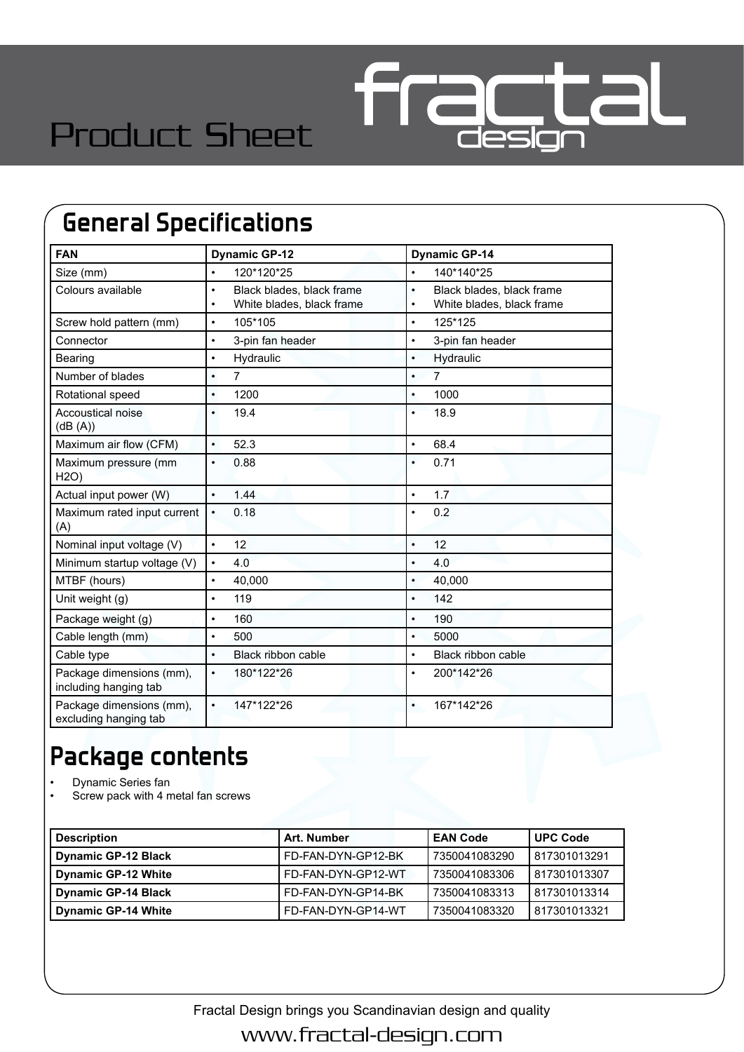# Product Sheet

## General Specifications

| FAN | Dynamic GP-12 | Dynamic GP-14 |
|---|---|---|
| Size (mm) | • 120*120*25 | • 140*140*25 |
| Colours available | • Black blades, black frame<br>• White blades, black frame | • Black blades, black frame<br>• White blades, black frame |
| Screw hold pattern (mm) | • 105*105 | • 125*125 |
| Connector | • 3-pin fan header | • 3-pin fan header |
| Bearing | • Hydraulic | • Hydraulic |
| Number of blades | • 7 | • 7 |
| Rotational speed | • 1200 | • 1000 |
| Accoustical noise (dB (A)) | • 19.4 | • 18.9 |
| Maximum air flow (CFM) | • 52.3 | • 68.4 |
| Maximum pressure (mm H2O) | • 0.88 | • 0.71 |
| Actual input power (W) | • 1.44 | • 1.7 |
| Maximum rated input current (A) | • 0.18 | • 0.2 |
| Nominal input voltage (V) | • 12 | • 12 |
| Minimum startup voltage (V) | • 4.0 | • 4.0 |
| MTBF (hours) | • 40,000 | • 40,000 |
| Unit weight (g) | • 119 | • 142 |
| Package weight (g) | • 160 | • 190 |
| Cable length (mm) | • 500 | • 5000 |
| Cable type | • Black ribbon cable | • Black ribbon cable |
| Package dimensions (mm), including hanging tab | • 180*122*26 | • 200*142*26 |
| Package dimensions (mm), excluding hanging tab | • 147*122*26 | • 167*142*26 |

## Package contents

- Dynamic Series fan
- Screw pack with 4 metal fan screws

| Description | Art. Number | EAN Code | UPC Code |
|---|---|---|---|
| **Dynamic GP-12 Black** | FD-FAN-DYN-GP12-BK | 7350041083290 | 817301013291 |
| **Dynamic GP-12 White** | FD-FAN-DYN-GP12-WT | 7350041083306 | 817301013307 |
| **Dynamic GP-14 Black** | FD-FAN-DYN-GP14-BK | 7350041083313 | 817301013314 |
| **Dynamic GP-14 White** | FD-FAN-DYN-GP14-WT | 7350041083320 | 817301013321 |

Fractal Design brings you Scandinavian design and quality

www.fractal-design.com